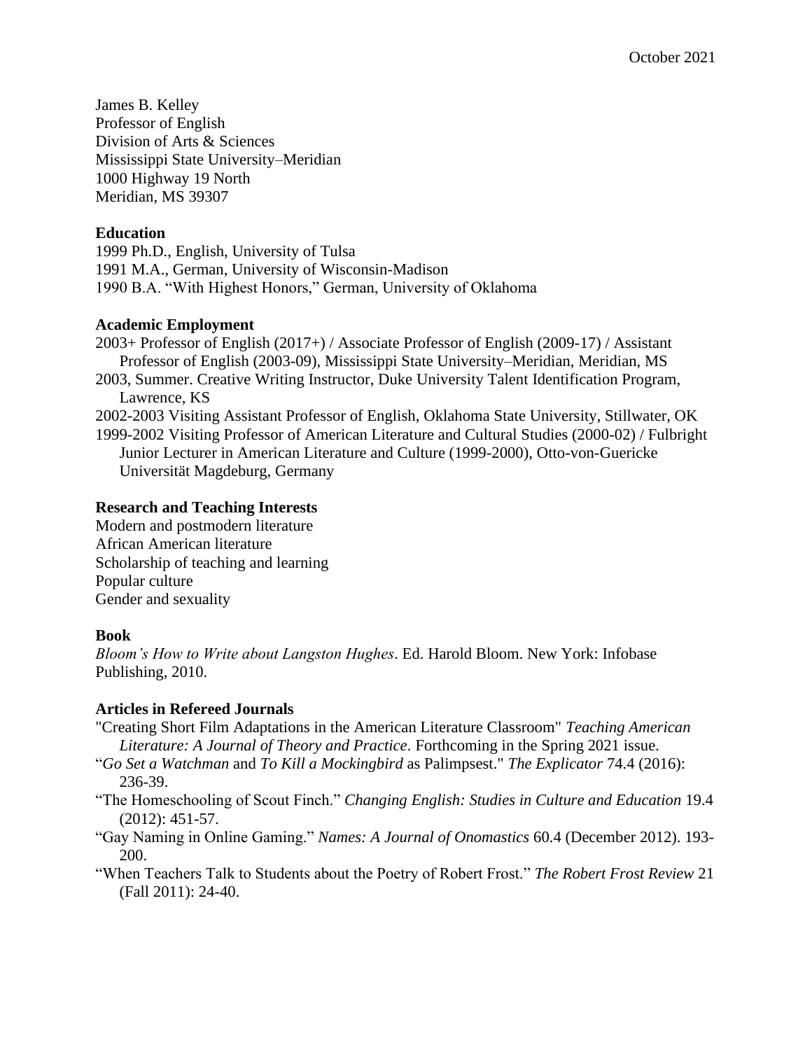October 2021

James B. Kelley
Professor of English
Division of Arts & Sciences
Mississippi State University–Meridian
1000 Highway 19 North
Meridian, MS 39307

**Education**

1999 Ph.D., English, University of Tulsa
1991 M.A., German, University of Wisconsin-Madison
1990 B.A. "With Highest Honors," German, University of Oklahoma

**Academic Employment**

2003+ Professor of English (2017+) / Associate Professor of English (2009-17) / Assistant Professor of English (2003-09), Mississippi State University–Meridian, Meridian, MS

2003, Summer. Creative Writing Instructor, Duke University Talent Identification Program, Lawrence, KS

2002-2003 Visiting Assistant Professor of English, Oklahoma State University, Stillwater, OK

1999-2002 Visiting Professor of American Literature and Cultural Studies (2000-02) / Fulbright Junior Lecturer in American Literature and Culture (1999-2000), Otto-von-Guericke Universität Magdeburg, Germany

**Research and Teaching Interests**

Modern and postmodern literature
African American literature
Scholarship of teaching and learning
Popular culture
Gender and sexuality

**Book**

*Bloom's How to Write about Langston Hughes*. Ed. Harold Bloom. New York: Infobase Publishing, 2010.

**Articles in Refereed Journals**

"Creating Short Film Adaptations in the American Literature Classroom" *Teaching American Literature: A Journal of Theory and Practice*. Forthcoming in the Spring 2021 issue.

"*Go Set a Watchman* and *To Kill a Mockingbird* as Palimpsest." *The Explicator* 74.4 (2016): 236-39.

"The Homeschooling of Scout Finch." *Changing English: Studies in Culture and Education* 19.4 (2012): 451-57.

"Gay Naming in Online Gaming." *Names: A Journal of Onomastics* 60.4 (December 2012). 193-200.

"When Teachers Talk to Students about the Poetry of Robert Frost." *The Robert Frost Review* 21 (Fall 2011): 24-40.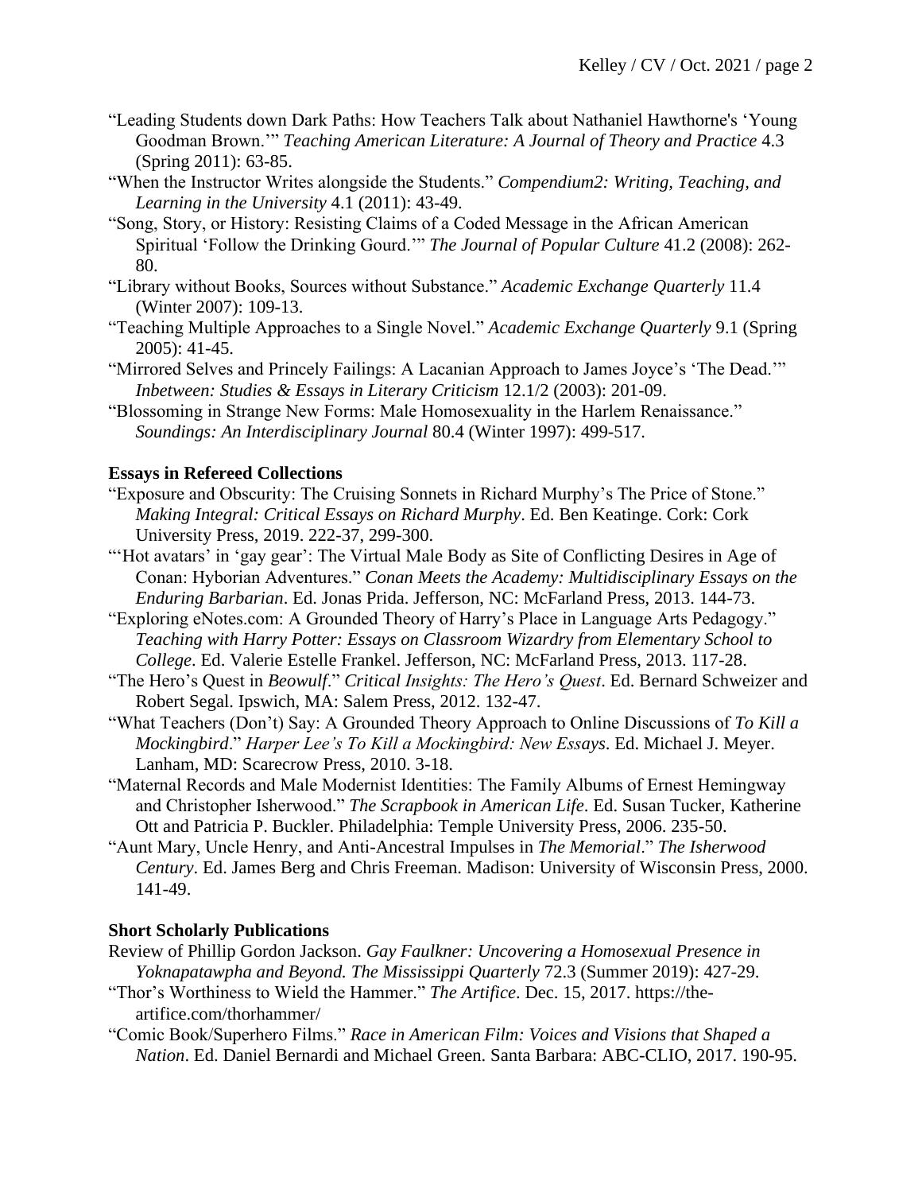"Leading Students down Dark Paths: How Teachers Talk about Nathaniel Hawthorne's 'Young Goodman Brown.'" *Teaching American Literature: A Journal of Theory and Practice* 4.3 (Spring 2011): 63-85.

"When the Instructor Writes alongside the Students." *Compendium2: Writing, Teaching, and Learning in the University* 4.1 (2011): 43-49.

"Song, Story, or History: Resisting Claims of a Coded Message in the African American Spiritual 'Follow the Drinking Gourd.'" *The Journal of Popular Culture* 41.2 (2008): 262-80.

"Library without Books, Sources without Substance." *Academic Exchange Quarterly* 11.4 (Winter 2007): 109-13.

"Teaching Multiple Approaches to a Single Novel." *Academic Exchange Quarterly* 9.1 (Spring 2005): 41-45.

"Mirrored Selves and Princely Failings: A Lacanian Approach to James Joyce's 'The Dead.'" *Inbetween: Studies & Essays in Literary Criticism* 12.1/2 (2003): 201-09.

"Blossoming in Strange New Forms: Male Homosexuality in the Harlem Renaissance." *Soundings: An Interdisciplinary Journal* 80.4 (Winter 1997): 499-517.

**Essays in Refereed Collections**

"Exposure and Obscurity: The Cruising Sonnets in Richard Murphy's The Price of Stone." *Making Integral: Critical Essays on Richard Murphy*. Ed. Ben Keatinge. Cork: Cork University Press, 2019. 222-37, 299-300.

"'Hot avatars' in 'gay gear': The Virtual Male Body as Site of Conflicting Desires in Age of Conan: Hyborian Adventures." *Conan Meets the Academy: Multidisciplinary Essays on the Enduring Barbarian*. Ed. Jonas Prida. Jefferson, NC: McFarland Press, 2013. 144-73.

"Exploring eNotes.com: A Grounded Theory of Harry's Place in Language Arts Pedagogy." *Teaching with Harry Potter: Essays on Classroom Wizardry from Elementary School to College*. Ed. Valerie Estelle Frankel. Jefferson, NC: McFarland Press, 2013. 117-28.

"The Hero's Quest in *Beowulf*." *Critical Insights: The Hero's Quest*. Ed. Bernard Schweizer and Robert Segal. Ipswich, MA: Salem Press, 2012. 132-47.

"What Teachers (Don't) Say: A Grounded Theory Approach to Online Discussions of *To Kill a Mockingbird*." *Harper Lee's To Kill a Mockingbird: New Essays*. Ed. Michael J. Meyer. Lanham, MD: Scarecrow Press, 2010. 3-18.

"Maternal Records and Male Modernist Identities: The Family Albums of Ernest Hemingway and Christopher Isherwood." *The Scrapbook in American Life*. Ed. Susan Tucker, Katherine Ott and Patricia P. Buckler. Philadelphia: Temple University Press, 2006. 235-50.

"Aunt Mary, Uncle Henry, and Anti-Ancestral Impulses in *The Memorial*." *The Isherwood Century*. Ed. James Berg and Chris Freeman. Madison: University of Wisconsin Press, 2000. 141-49.

**Short Scholarly Publications**

Review of Phillip Gordon Jackson. *Gay Faulkner: Uncovering a Homosexual Presence in Yoknapatawpha and Beyond. The Mississippi Quarterly* 72.3 (Summer 2019): 427-29.

"Thor's Worthiness to Wield the Hammer." *The Artifice*. Dec. 15, 2017. https://the-artifice.com/thorhammer/

"Comic Book/Superhero Films." *Race in American Film: Voices and Visions that Shaped a Nation*. Ed. Daniel Bernardi and Michael Green. Santa Barbara: ABC-CLIO, 2017. 190-95.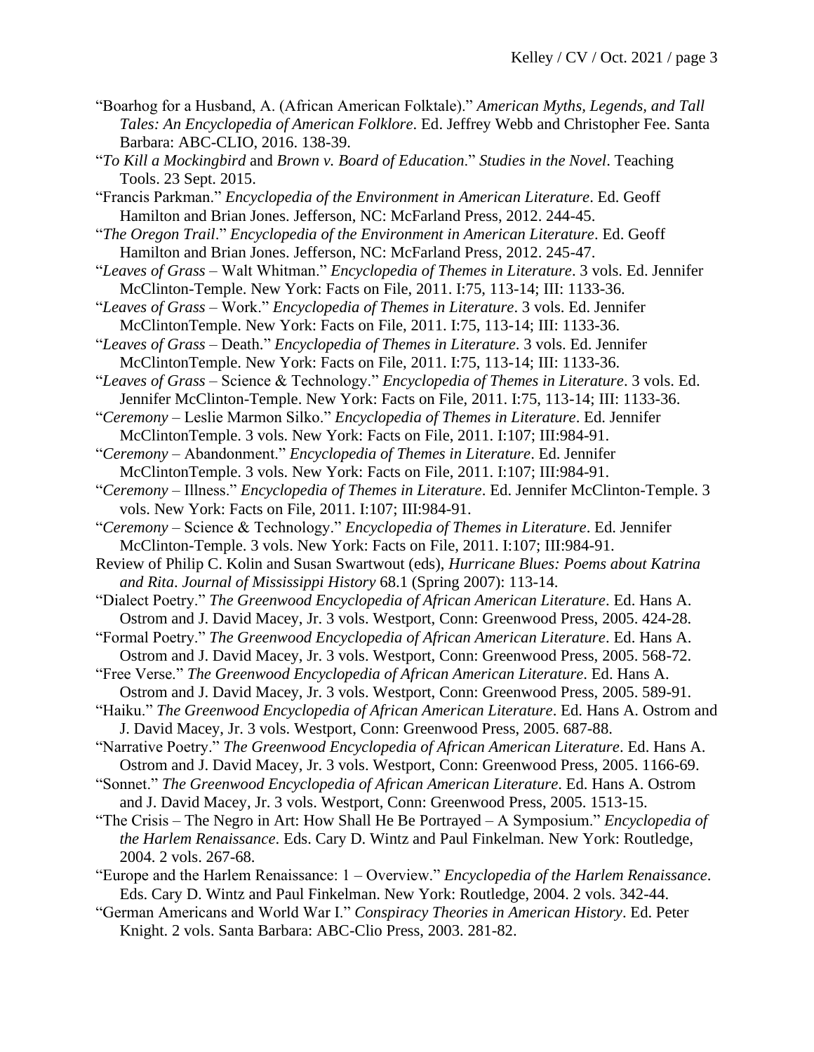"Boarhog for a Husband, A. (African American Folktale)." *American Myths, Legends, and Tall Tales: An Encyclopedia of American Folklore*. Ed. Jeffrey Webb and Christopher Fee. Santa Barbara: ABC-CLIO, 2016. 138-39.

"*To Kill a Mockingbird* and *Brown v. Board of Education*." *Studies in the Novel*. Teaching Tools. 23 Sept. 2015.

"Francis Parkman." *Encyclopedia of the Environment in American Literature*. Ed. Geoff Hamilton and Brian Jones. Jefferson, NC: McFarland Press, 2012. 244-45.

"*The Oregon Trail*." *Encyclopedia of the Environment in American Literature*. Ed. Geoff Hamilton and Brian Jones. Jefferson, NC: McFarland Press, 2012. 245-47.

"*Leaves of Grass* – Walt Whitman." *Encyclopedia of Themes in Literature*. 3 vols. Ed. Jennifer McClinton-Temple. New York: Facts on File, 2011. I:75, 113-14; III: 1133-36.

"*Leaves of Grass* – Work." *Encyclopedia of Themes in Literature*. 3 vols. Ed. Jennifer McClintonTemple. New York: Facts on File, 2011. I:75, 113-14; III: 1133-36.

"*Leaves of Grass* – Death." *Encyclopedia of Themes in Literature*. 3 vols. Ed. Jennifer McClintonTemple. New York: Facts on File, 2011. I:75, 113-14; III: 1133-36.

"*Leaves of Grass* – Science & Technology." *Encyclopedia of Themes in Literature*. 3 vols. Ed. Jennifer McClinton-Temple. New York: Facts on File, 2011. I:75, 113-14; III: 1133-36.

"*Ceremony* – Leslie Marmon Silko." *Encyclopedia of Themes in Literature*. Ed. Jennifer McClintonTemple. 3 vols. New York: Facts on File, 2011. I:107; III:984-91.

"*Ceremony* – Abandonment." *Encyclopedia of Themes in Literature*. Ed. Jennifer McClintonTemple. 3 vols. New York: Facts on File, 2011. I:107; III:984-91.

"*Ceremony* – Illness." *Encyclopedia of Themes in Literature*. Ed. Jennifer McClinton-Temple. 3 vols. New York: Facts on File, 2011. I:107; III:984-91.

"*Ceremony* – Science & Technology." *Encyclopedia of Themes in Literature*. Ed. Jennifer McClinton-Temple. 3 vols. New York: Facts on File, 2011. I:107; III:984-91.

Review of Philip C. Kolin and Susan Swartwout (eds), *Hurricane Blues: Poems about Katrina and Rita*. *Journal of Mississippi History* 68.1 (Spring 2007): 113-14.

"Dialect Poetry." *The Greenwood Encyclopedia of African American Literature*. Ed. Hans A. Ostrom and J. David Macey, Jr. 3 vols. Westport, Conn: Greenwood Press, 2005. 424-28.

"Formal Poetry." *The Greenwood Encyclopedia of African American Literature*. Ed. Hans A. Ostrom and J. David Macey, Jr. 3 vols. Westport, Conn: Greenwood Press, 2005. 568-72.

"Free Verse." *The Greenwood Encyclopedia of African American Literature*. Ed. Hans A. Ostrom and J. David Macey, Jr. 3 vols. Westport, Conn: Greenwood Press, 2005. 589-91.

"Haiku." *The Greenwood Encyclopedia of African American Literature*. Ed. Hans A. Ostrom and J. David Macey, Jr. 3 vols. Westport, Conn: Greenwood Press, 2005. 687-88.

"Narrative Poetry." *The Greenwood Encyclopedia of African American Literature*. Ed. Hans A. Ostrom and J. David Macey, Jr. 3 vols. Westport, Conn: Greenwood Press, 2005. 1166-69.

"Sonnet." *The Greenwood Encyclopedia of African American Literature*. Ed. Hans A. Ostrom and J. David Macey, Jr. 3 vols. Westport, Conn: Greenwood Press, 2005. 1513-15.

"The Crisis – The Negro in Art: How Shall He Be Portrayed – A Symposium." *Encyclopedia of the Harlem Renaissance*. Eds. Cary D. Wintz and Paul Finkelman. New York: Routledge, 2004. 2 vols. 267-68.

"Europe and the Harlem Renaissance: 1 – Overview." *Encyclopedia of the Harlem Renaissance*. Eds. Cary D. Wintz and Paul Finkelman. New York: Routledge, 2004. 2 vols. 342-44.

"German Americans and World War I." *Conspiracy Theories in American History*. Ed. Peter Knight. 2 vols. Santa Barbara: ABC-Clio Press, 2003. 281-82.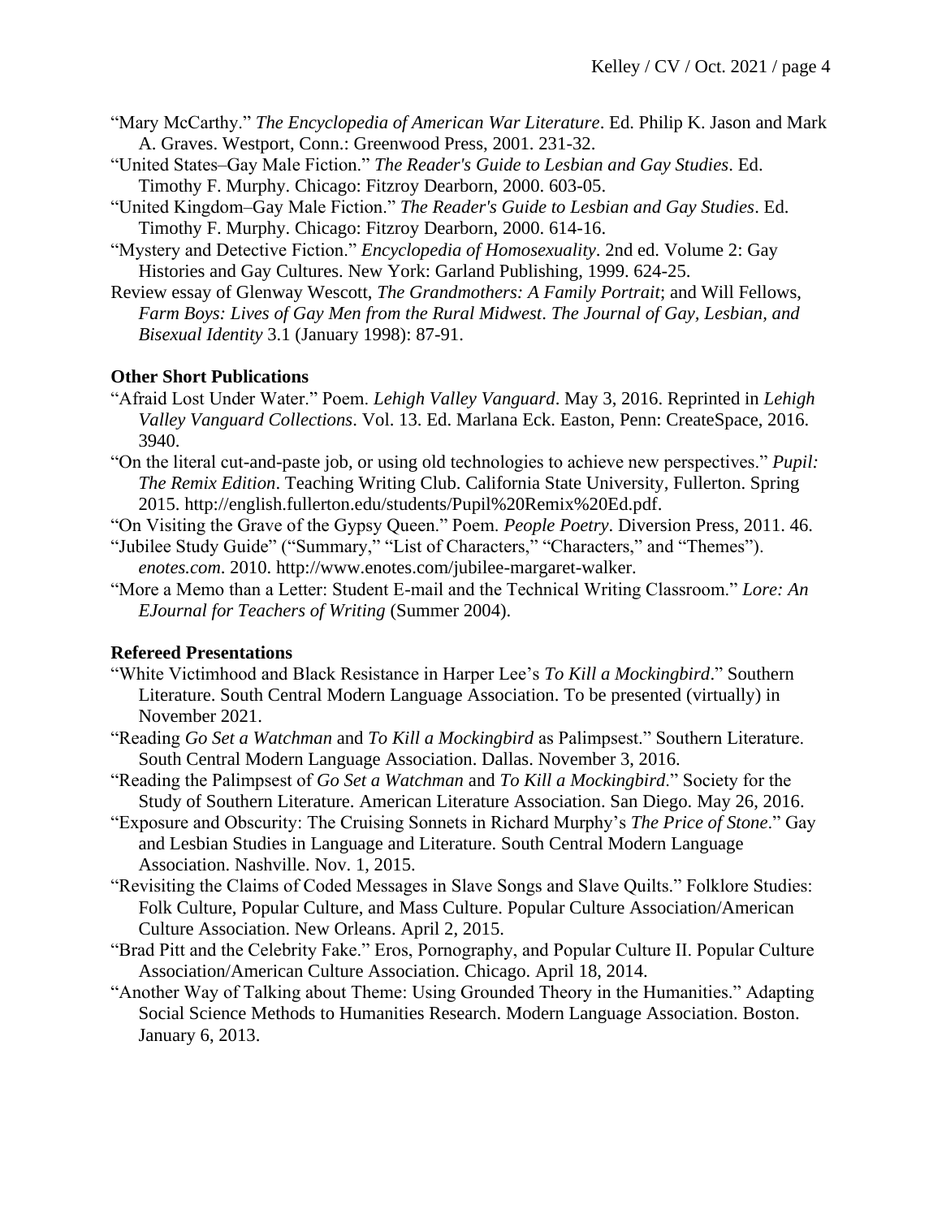"Mary McCarthy." *The Encyclopedia of American War Literature*. Ed. Philip K. Jason and Mark A. Graves. Westport, Conn.: Greenwood Press, 2001. 231-32.

"United States–Gay Male Fiction." *The Reader's Guide to Lesbian and Gay Studies*. Ed. Timothy F. Murphy. Chicago: Fitzroy Dearborn, 2000. 603-05.

"United Kingdom–Gay Male Fiction." *The Reader's Guide to Lesbian and Gay Studies*. Ed. Timothy F. Murphy. Chicago: Fitzroy Dearborn, 2000. 614-16.

"Mystery and Detective Fiction." *Encyclopedia of Homosexuality*. 2nd ed. Volume 2: Gay Histories and Gay Cultures. New York: Garland Publishing, 1999. 624-25.

Review essay of Glenway Wescott, *The Grandmothers: A Family Portrait*; and Will Fellows, *Farm Boys: Lives of Gay Men from the Rural Midwest*. *The Journal of Gay, Lesbian, and Bisexual Identity* 3.1 (January 1998): 87-91.

**Other Short Publications**

"Afraid Lost Under Water." Poem. *Lehigh Valley Vanguard*. May 3, 2016. Reprinted in *Lehigh Valley Vanguard Collections*. Vol. 13. Ed. Marlana Eck. Easton, Penn: CreateSpace, 2016. 3940.

"On the literal cut-and-paste job, or using old technologies to achieve new perspectives." *Pupil: The Remix Edition*. Teaching Writing Club. California State University, Fullerton. Spring 2015. http://english.fullerton.edu/students/Pupil%20Remix%20Ed.pdf.

"On Visiting the Grave of the Gypsy Queen." Poem. *People Poetry*. Diversion Press, 2011. 46.

"Jubilee Study Guide" ("Summary," "List of Characters," "Characters," and "Themes"). *enotes.com*. 2010. http://www.enotes.com/jubilee-margaret-walker.

"More a Memo than a Letter: Student E-mail and the Technical Writing Classroom." *Lore: An EJournal for Teachers of Writing* (Summer 2004).

**Refereed Presentations**

"White Victimhood and Black Resistance in Harper Lee's *To Kill a Mockingbird*." Southern Literature. South Central Modern Language Association. To be presented (virtually) in November 2021.

"Reading *Go Set a Watchman* and *To Kill a Mockingbird* as Palimpsest." Southern Literature. South Central Modern Language Association. Dallas. November 3, 2016.

"Reading the Palimpsest of *Go Set a Watchman* and *To Kill a Mockingbird*." Society for the Study of Southern Literature. American Literature Association. San Diego. May 26, 2016.

"Exposure and Obscurity: The Cruising Sonnets in Richard Murphy's *The Price of Stone*." Gay and Lesbian Studies in Language and Literature. South Central Modern Language Association. Nashville. Nov. 1, 2015.

"Revisiting the Claims of Coded Messages in Slave Songs and Slave Quilts." Folklore Studies: Folk Culture, Popular Culture, and Mass Culture. Popular Culture Association/American Culture Association. New Orleans. April 2, 2015.

"Brad Pitt and the Celebrity Fake." Eros, Pornography, and Popular Culture II. Popular Culture Association/American Culture Association. Chicago. April 18, 2014.

"Another Way of Talking about Theme: Using Grounded Theory in the Humanities." Adapting Social Science Methods to Humanities Research. Modern Language Association. Boston. January 6, 2013.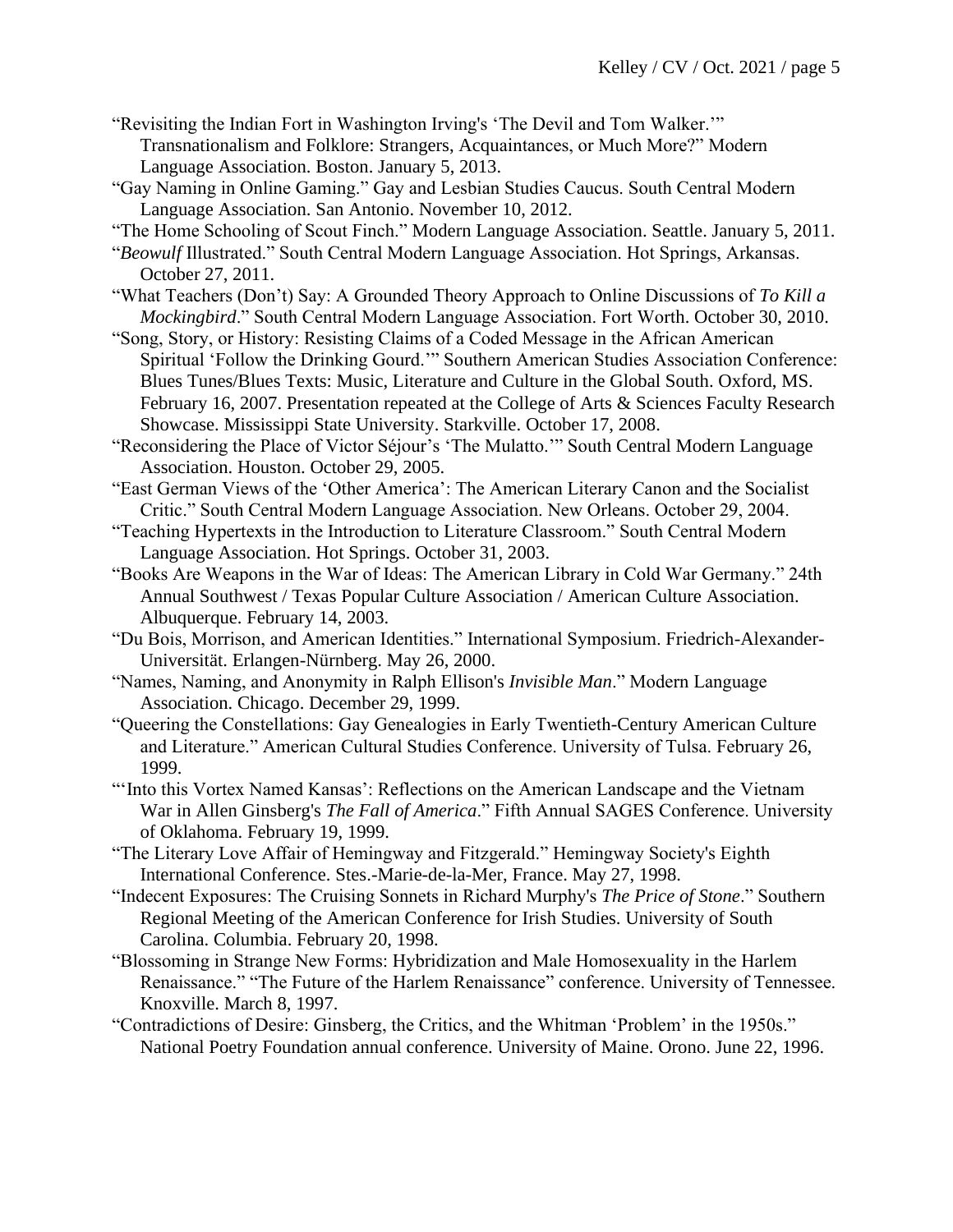"Revisiting the Indian Fort in Washington Irving's 'The Devil and Tom Walker.'" Transnationalism and Folklore: Strangers, Acquaintances, or Much More?" Modern Language Association. Boston. January 5, 2013.

"Gay Naming in Online Gaming." Gay and Lesbian Studies Caucus. South Central Modern Language Association. San Antonio. November 10, 2012.

"The Home Schooling of Scout Finch." Modern Language Association. Seattle. January 5, 2011.

"*Beowulf* Illustrated." South Central Modern Language Association. Hot Springs, Arkansas. October 27, 2011.

"What Teachers (Don't) Say: A Grounded Theory Approach to Online Discussions of *To Kill a Mockingbird*." South Central Modern Language Association. Fort Worth. October 30, 2010.

"Song, Story, or History: Resisting Claims of a Coded Message in the African American Spiritual 'Follow the Drinking Gourd.'" Southern American Studies Association Conference: Blues Tunes/Blues Texts: Music, Literature and Culture in the Global South. Oxford, MS. February 16, 2007. Presentation repeated at the College of Arts & Sciences Faculty Research Showcase. Mississippi State University. Starkville. October 17, 2008.

"Reconsidering the Place of Victor Séjour's 'The Mulatto.'" South Central Modern Language Association. Houston. October 29, 2005.

"East German Views of the 'Other America': The American Literary Canon and the Socialist Critic." South Central Modern Language Association. New Orleans. October 29, 2004.

"Teaching Hypertexts in the Introduction to Literature Classroom." South Central Modern Language Association. Hot Springs. October 31, 2003.

"Books Are Weapons in the War of Ideas: The American Library in Cold War Germany." 24th Annual Southwest / Texas Popular Culture Association / American Culture Association. Albuquerque. February 14, 2003.

"Du Bois, Morrison, and American Identities." International Symposium. Friedrich-Alexander-Universität. Erlangen-Nürnberg. May 26, 2000.

"Names, Naming, and Anonymity in Ralph Ellison's *Invisible Man*." Modern Language Association. Chicago. December 29, 1999.

"Queering the Constellations: Gay Genealogies in Early Twentieth-Century American Culture and Literature." American Cultural Studies Conference. University of Tulsa. February 26, 1999.

"'Into this Vortex Named Kansas': Reflections on the American Landscape and the Vietnam War in Allen Ginsberg's *The Fall of America*." Fifth Annual SAGES Conference. University of Oklahoma. February 19, 1999.

"The Literary Love Affair of Hemingway and Fitzgerald." Hemingway Society's Eighth International Conference. Stes.-Marie-de-la-Mer, France. May 27, 1998.

"Indecent Exposures: The Cruising Sonnets in Richard Murphy's *The Price of Stone*." Southern Regional Meeting of the American Conference for Irish Studies. University of South Carolina. Columbia. February 20, 1998.

"Blossoming in Strange New Forms: Hybridization and Male Homosexuality in the Harlem Renaissance." "The Future of the Harlem Renaissance" conference. University of Tennessee. Knoxville. March 8, 1997.

"Contradictions of Desire: Ginsberg, the Critics, and the Whitman 'Problem' in the 1950s." National Poetry Foundation annual conference. University of Maine. Orono. June 22, 1996.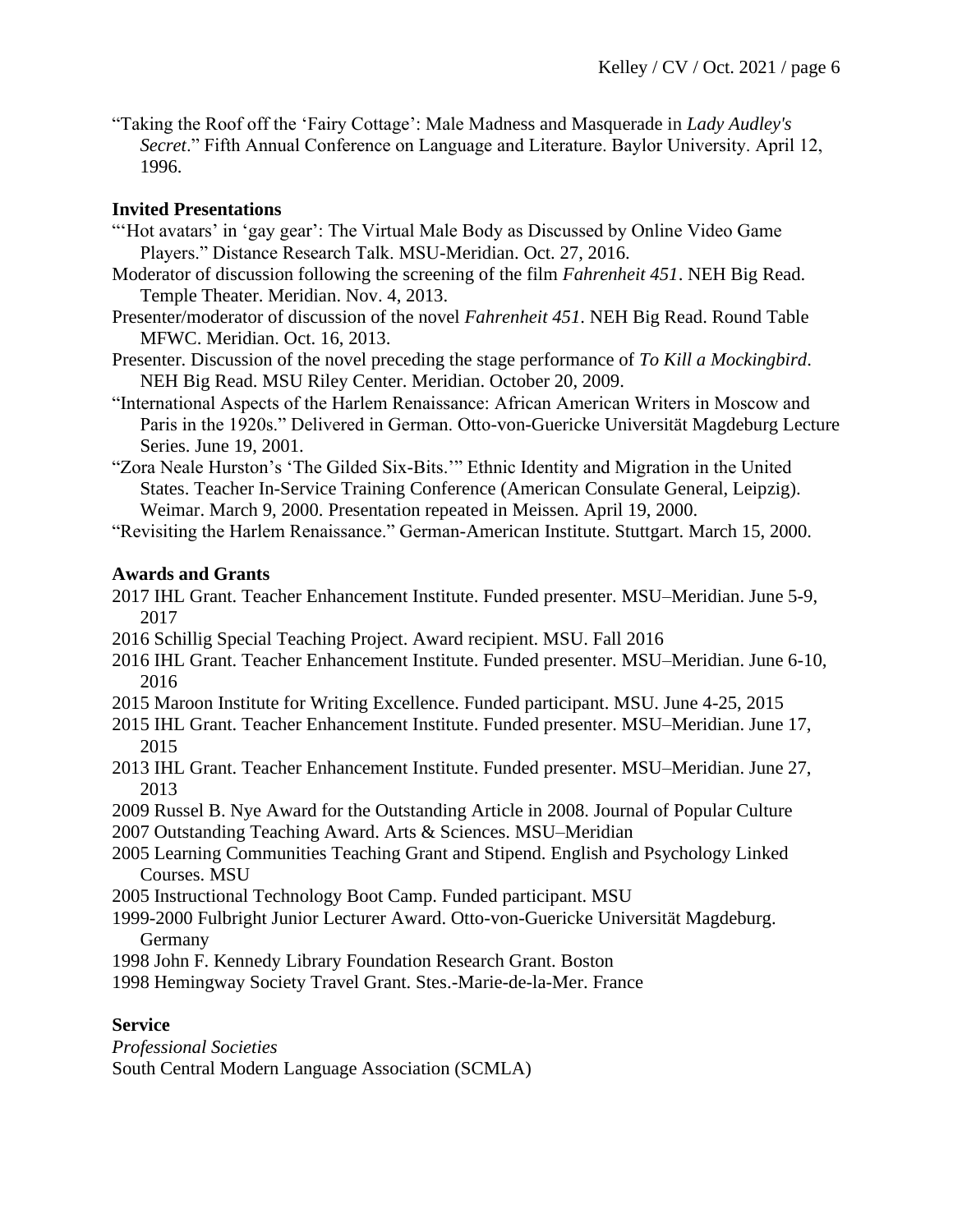"Taking the Roof off the 'Fairy Cottage': Male Madness and Masquerade in *Lady Audley's Secret*." Fifth Annual Conference on Language and Literature. Baylor University. April 12, 1996.

**Invited Presentations**

"'Hot avatars' in 'gay gear': The Virtual Male Body as Discussed by Online Video Game Players." Distance Research Talk. MSU-Meridian. Oct. 27, 2016.

Moderator of discussion following the screening of the film *Fahrenheit 451*. NEH Big Read. Temple Theater. Meridian. Nov. 4, 2013.

Presenter/moderator of discussion of the novel *Fahrenheit 451*. NEH Big Read. Round Table MFWC. Meridian. Oct. 16, 2013.

Presenter. Discussion of the novel preceding the stage performance of *To Kill a Mockingbird*. NEH Big Read. MSU Riley Center. Meridian. October 20, 2009.

"International Aspects of the Harlem Renaissance: African American Writers in Moscow and Paris in the 1920s." Delivered in German. Otto-von-Guericke Universität Magdeburg Lecture Series. June 19, 2001.

"Zora Neale Hurston's 'The Gilded Six-Bits.'" Ethnic Identity and Migration in the United States. Teacher In-Service Training Conference (American Consulate General, Leipzig). Weimar. March 9, 2000. Presentation repeated in Meissen. April 19, 2000.

"Revisiting the Harlem Renaissance." German-American Institute. Stuttgart. March 15, 2000.

**Awards and Grants**

2017 IHL Grant. Teacher Enhancement Institute. Funded presenter. MSU–Meridian. June 5-9, 2017

2016 Schillig Special Teaching Project. Award recipient. MSU. Fall 2016

2016 IHL Grant. Teacher Enhancement Institute. Funded presenter. MSU–Meridian. June 6-10, 2016

2015 Maroon Institute for Writing Excellence. Funded participant. MSU. June 4-25, 2015

2015 IHL Grant. Teacher Enhancement Institute. Funded presenter. MSU–Meridian. June 17, 2015

2013 IHL Grant. Teacher Enhancement Institute. Funded presenter. MSU–Meridian. June 27, 2013

2009 Russel B. Nye Award for the Outstanding Article in 2008. Journal of Popular Culture

2007 Outstanding Teaching Award. Arts & Sciences. MSU–Meridian

2005 Learning Communities Teaching Grant and Stipend. English and Psychology Linked Courses. MSU

2005 Instructional Technology Boot Camp. Funded participant. MSU

1999-2000 Fulbright Junior Lecturer Award. Otto-von-Guericke Universität Magdeburg. Germany

1998 John F. Kennedy Library Foundation Research Grant. Boston

1998 Hemingway Society Travel Grant. Stes.-Marie-de-la-Mer. France

**Service**

*Professional Societies*

South Central Modern Language Association (SCMLA)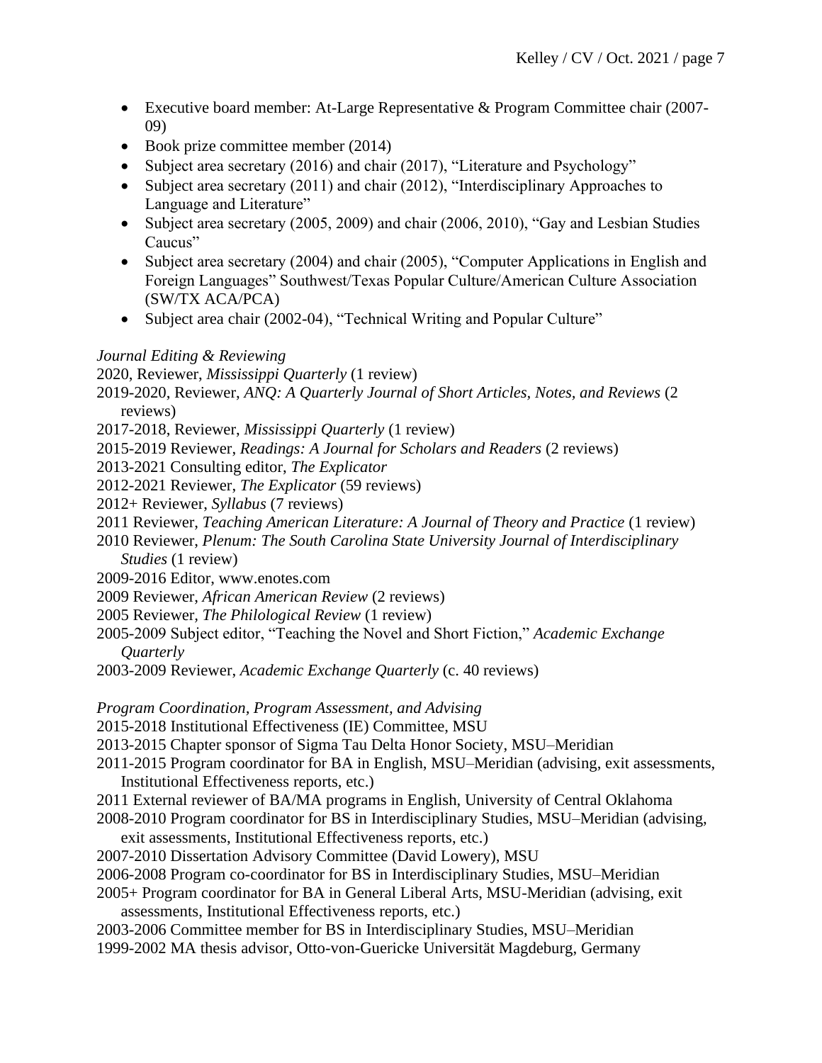- Executive board member: At-Large Representative & Program Committee chair (2007-09)
- Book prize committee member (2014)
- Subject area secretary (2016) and chair (2017), "Literature and Psychology"
- Subject area secretary (2011) and chair (2012), "Interdisciplinary Approaches to Language and Literature"
- Subject area secretary (2005, 2009) and chair (2006, 2010), "Gay and Lesbian Studies Caucus"
- Subject area secretary (2004) and chair (2005), "Computer Applications in English and Foreign Languages" Southwest/Texas Popular Culture/American Culture Association (SW/TX ACA/PCA)
- Subject area chair (2002-04), "Technical Writing and Popular Culture"

*Journal Editing & Reviewing*

2020, Reviewer, *Mississippi Quarterly* (1 review)
2019-2020, Reviewer, *ANQ: A Quarterly Journal of Short Articles, Notes, and Reviews* (2 reviews)
2017-2018, Reviewer, *Mississippi Quarterly* (1 review)
2015-2019 Reviewer, *Readings: A Journal for Scholars and Readers* (2 reviews)
2013-2021 Consulting editor, *The Explicator*
2012-2021 Reviewer, *The Explicator* (59 reviews)
2012+ Reviewer, *Syllabus* (7 reviews)
2011 Reviewer, *Teaching American Literature: A Journal of Theory and Practice* (1 review)
2010 Reviewer, *Plenum: The South Carolina State University Journal of Interdisciplinary Studies* (1 review)
2009-2016 Editor, www.enotes.com
2009 Reviewer, *African American Review* (2 reviews)
2005 Reviewer, *The Philological Review* (1 review)
2005-2009 Subject editor, "Teaching the Novel and Short Fiction," *Academic Exchange Quarterly*
2003-2009 Reviewer, *Academic Exchange Quarterly* (c. 40 reviews)

*Program Coordination, Program Assessment, and Advising*

2015-2018 Institutional Effectiveness (IE) Committee, MSU
2013-2015 Chapter sponsor of Sigma Tau Delta Honor Society, MSU–Meridian
2011-2015 Program coordinator for BA in English, MSU–Meridian (advising, exit assessments, Institutional Effectiveness reports, etc.)
2011 External reviewer of BA/MA programs in English, University of Central Oklahoma
2008-2010 Program coordinator for BS in Interdisciplinary Studies, MSU–Meridian (advising, exit assessments, Institutional Effectiveness reports, etc.)
2007-2010 Dissertation Advisory Committee (David Lowery), MSU
2006-2008 Program co-coordinator for BS in Interdisciplinary Studies, MSU–Meridian
2005+ Program coordinator for BA in General Liberal Arts, MSU-Meridian (advising, exit assessments, Institutional Effectiveness reports, etc.)
2003-2006 Committee member for BS in Interdisciplinary Studies, MSU–Meridian
1999-2002 MA thesis advisor, Otto-von-Guericke Universität Magdeburg, Germany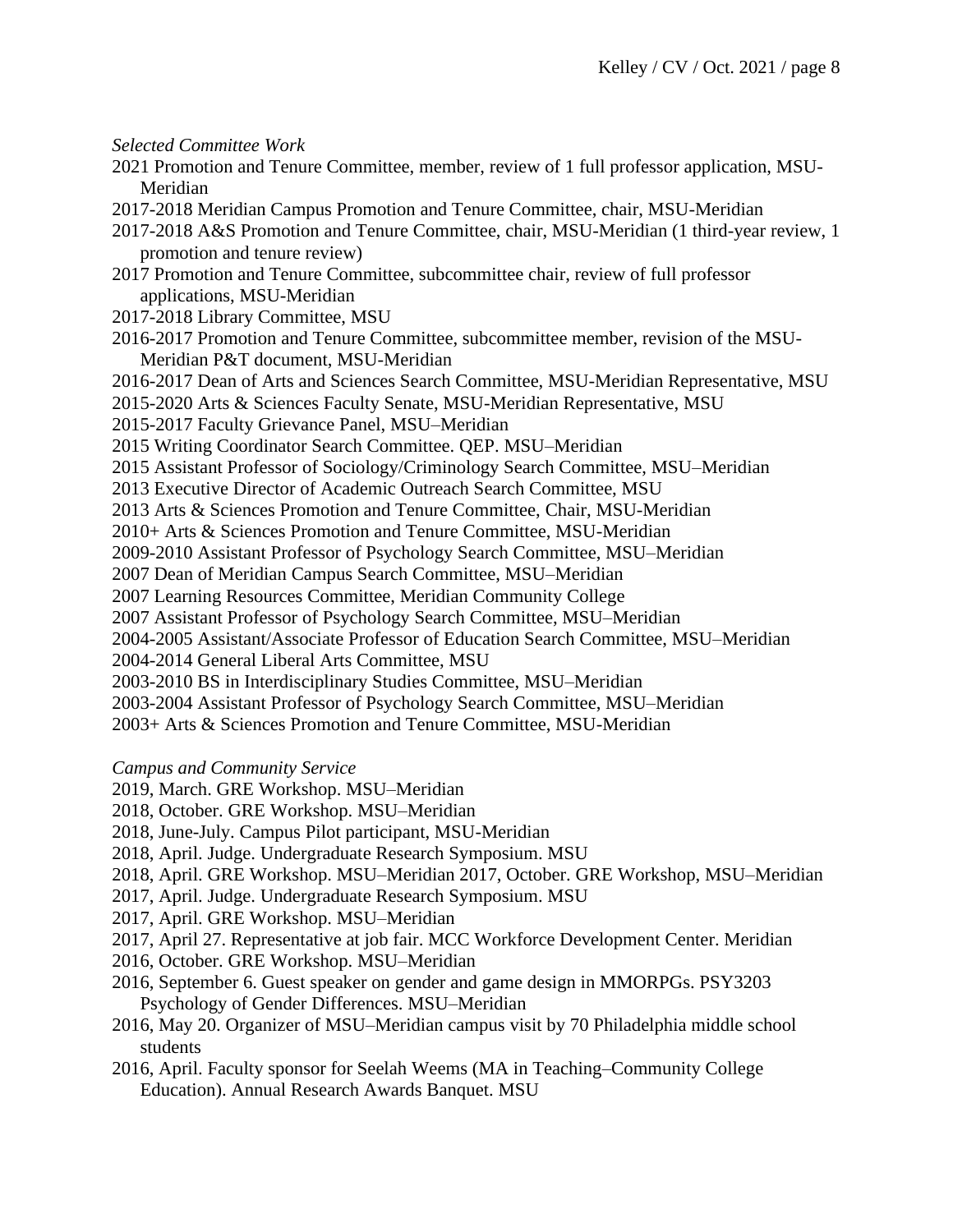*Selected Committee Work*

2021 Promotion and Tenure Committee, member, review of 1 full professor application, MSU-Meridian

2017-2018 Meridian Campus Promotion and Tenure Committee, chair, MSU-Meridian

2017-2018 A&S Promotion and Tenure Committee, chair, MSU-Meridian (1 third-year review, 1 promotion and tenure review)

2017 Promotion and Tenure Committee, subcommittee chair, review of full professor applications, MSU-Meridian

2017-2018 Library Committee, MSU

2016-2017 Promotion and Tenure Committee, subcommittee member, revision of the MSU-Meridian P&T document, MSU-Meridian

2016-2017 Dean of Arts and Sciences Search Committee, MSU-Meridian Representative, MSU

2015-2020 Arts & Sciences Faculty Senate, MSU-Meridian Representative, MSU

2015-2017 Faculty Grievance Panel, MSU–Meridian

2015 Writing Coordinator Search Committee. QEP. MSU–Meridian

2015 Assistant Professor of Sociology/Criminology Search Committee, MSU–Meridian

2013 Executive Director of Academic Outreach Search Committee, MSU

2013 Arts & Sciences Promotion and Tenure Committee, Chair, MSU-Meridian

2010+ Arts & Sciences Promotion and Tenure Committee, MSU-Meridian

2009-2010 Assistant Professor of Psychology Search Committee, MSU–Meridian

2007 Dean of Meridian Campus Search Committee, MSU–Meridian

2007 Learning Resources Committee, Meridian Community College

2007 Assistant Professor of Psychology Search Committee, MSU–Meridian

2004-2005 Assistant/Associate Professor of Education Search Committee, MSU–Meridian

2004-2014 General Liberal Arts Committee, MSU

2003-2010 BS in Interdisciplinary Studies Committee, MSU–Meridian

2003-2004 Assistant Professor of Psychology Search Committee, MSU–Meridian

2003+ Arts & Sciences Promotion and Tenure Committee, MSU-Meridian

*Campus and Community Service*

2019, March. GRE Workshop. MSU–Meridian

2018, October. GRE Workshop. MSU–Meridian

2018, June-July. Campus Pilot participant, MSU-Meridian

2018, April. Judge. Undergraduate Research Symposium. MSU

2018, April. GRE Workshop. MSU–Meridian 2017, October. GRE Workshop, MSU–Meridian

2017, April. Judge. Undergraduate Research Symposium. MSU

2017, April. GRE Workshop. MSU–Meridian

2017, April 27. Representative at job fair. MCC Workforce Development Center. Meridian

2016, October. GRE Workshop. MSU–Meridian

2016, September 6. Guest speaker on gender and game design in MMORPGs. PSY3203 Psychology of Gender Differences. MSU–Meridian

2016, May 20. Organizer of MSU–Meridian campus visit by 70 Philadelphia middle school students

2016, April. Faculty sponsor for Seelah Weems (MA in Teaching–Community College Education). Annual Research Awards Banquet. MSU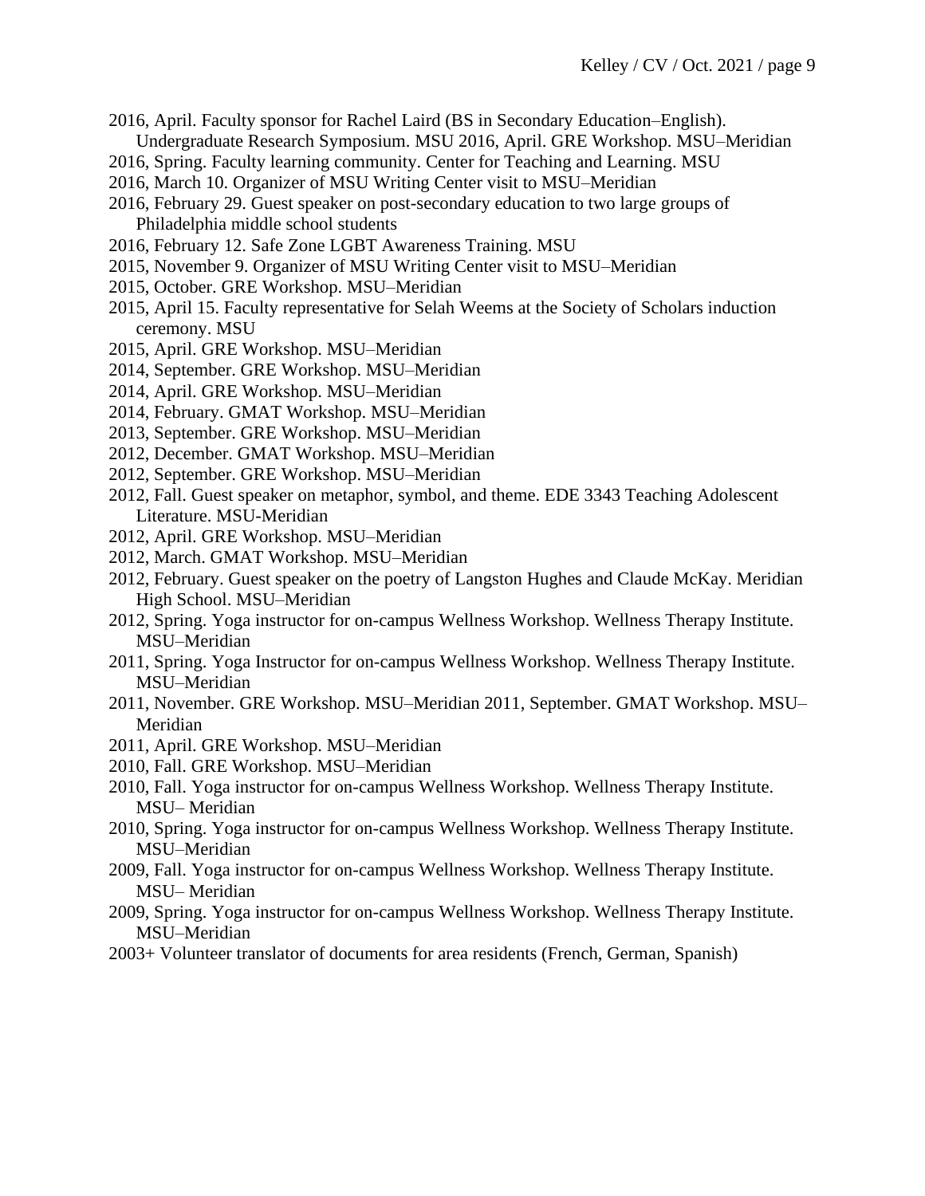2016, April. Faculty sponsor for Rachel Laird (BS in Secondary Education–English). Undergraduate Research Symposium. MSU 2016, April. GRE Workshop. MSU–Meridian

2016, Spring. Faculty learning community. Center for Teaching and Learning. MSU

2016, March 10. Organizer of MSU Writing Center visit to MSU–Meridian

2016, February 29. Guest speaker on post-secondary education to two large groups of Philadelphia middle school students

2016, February 12. Safe Zone LGBT Awareness Training. MSU

2015, November 9. Organizer of MSU Writing Center visit to MSU–Meridian

2015, October. GRE Workshop. MSU–Meridian

2015, April 15. Faculty representative for Selah Weems at the Society of Scholars induction ceremony. MSU

2015, April. GRE Workshop. MSU–Meridian

2014, September. GRE Workshop. MSU–Meridian

2014, April. GRE Workshop. MSU–Meridian

2014, February. GMAT Workshop. MSU–Meridian

2013, September. GRE Workshop. MSU–Meridian

2012, December. GMAT Workshop. MSU–Meridian

2012, September. GRE Workshop. MSU–Meridian

2012, Fall. Guest speaker on metaphor, symbol, and theme. EDE 3343 Teaching Adolescent Literature. MSU-Meridian

2012, April. GRE Workshop. MSU–Meridian

2012, March. GMAT Workshop. MSU–Meridian

2012, February. Guest speaker on the poetry of Langston Hughes and Claude McKay. Meridian High School. MSU–Meridian

2012, Spring. Yoga instructor for on-campus Wellness Workshop. Wellness Therapy Institute. MSU–Meridian

2011, Spring. Yoga Instructor for on-campus Wellness Workshop. Wellness Therapy Institute. MSU–Meridian

2011, November. GRE Workshop. MSU–Meridian 2011, September. GMAT Workshop. MSU–Meridian

2011, April. GRE Workshop. MSU–Meridian

2010, Fall. GRE Workshop. MSU–Meridian

2010, Fall. Yoga instructor for on-campus Wellness Workshop. Wellness Therapy Institute. MSU– Meridian

2010, Spring. Yoga instructor for on-campus Wellness Workshop. Wellness Therapy Institute. MSU–Meridian

2009, Fall. Yoga instructor for on-campus Wellness Workshop. Wellness Therapy Institute. MSU– Meridian

2009, Spring. Yoga instructor for on-campus Wellness Workshop. Wellness Therapy Institute. MSU–Meridian

2003+ Volunteer translator of documents for area residents (French, German, Spanish)